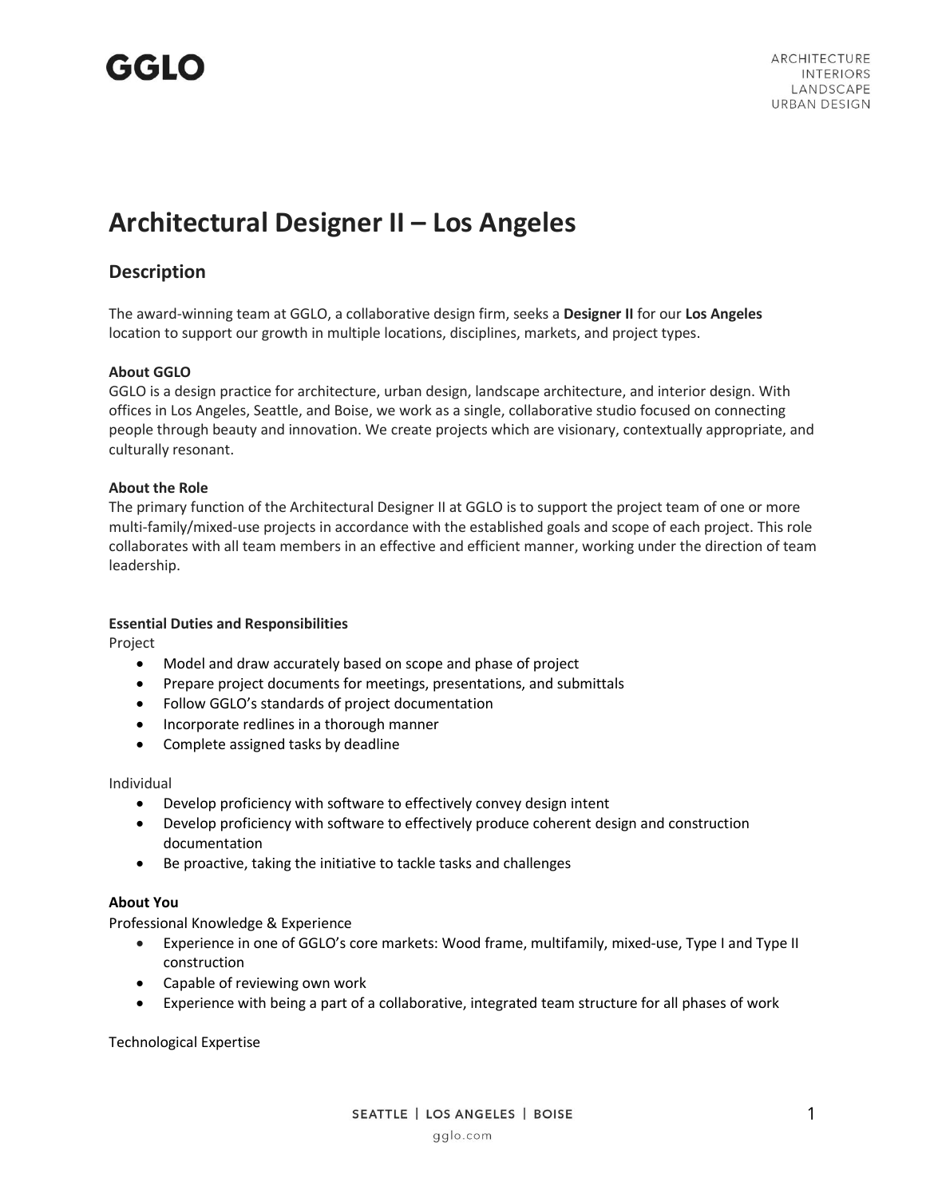GGLO

ARCHITECTURE
INTERIORS
LANDSCAPE
URBAN DESIGN

# Architectural Designer II – Los Angeles

## Description

The award-winning team at GGLO, a collaborative design firm, seeks a **Designer II** for our **Los Angeles** location to support our growth in multiple locations, disciplines, markets, and project types.

**About GGLO**
GGLO is a design practice for architecture, urban design, landscape architecture, and interior design. With offices in Los Angeles, Seattle, and Boise, we work as a single, collaborative studio focused on connecting people through beauty and innovation. We create projects which are visionary, contextually appropriate, and culturally resonant.

**About the Role**
The primary function of the Architectural Designer II at GGLO is to support the project team of one or more multi-family/mixed-use projects in accordance with the established goals and scope of each project. This role collaborates with all team members in an effective and efficient manner, working under the direction of team leadership.

**Essential Duties and Responsibilities**

Project

- Model and draw accurately based on scope and phase of project
- Prepare project documents for meetings, presentations, and submittals
- Follow GGLO's standards of project documentation
- Incorporate redlines in a thorough manner
- Complete assigned tasks by deadline

Individual

- Develop proficiency with software to effectively convey design intent
- Develop proficiency with software to effectively produce coherent design and construction documentation
- Be proactive, taking the initiative to tackle tasks and challenges

**About You**

Professional Knowledge & Experience

- Experience in one of GGLO's core markets: Wood frame, multifamily, mixed-use, Type I and Type II construction
- Capable of reviewing own work
- Experience with being a part of a collaborative, integrated team structure for all phases of work

Technological Expertise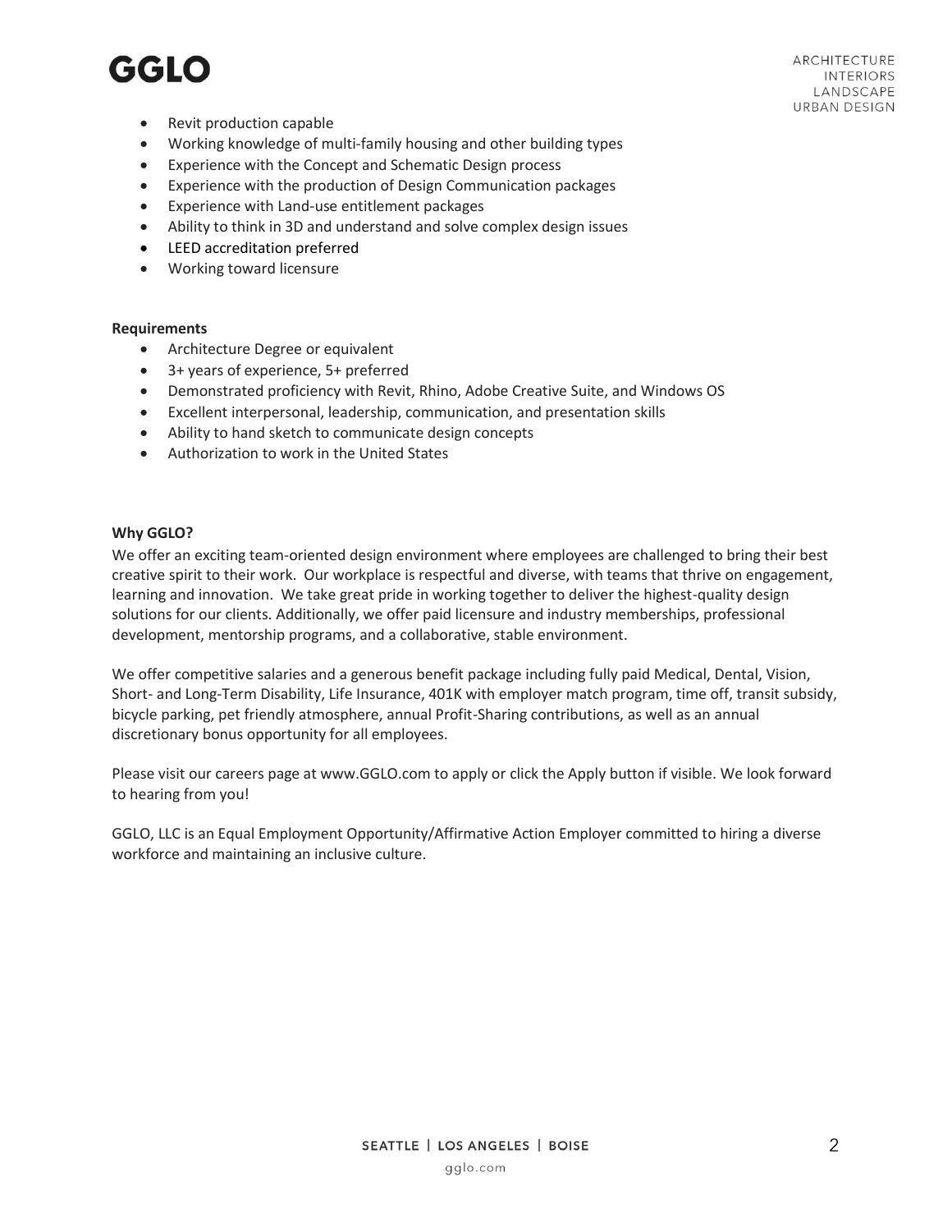- Revit production capable
- Working knowledge of multi-family housing and other building types
- Experience with the Concept and Schematic Design process
- Experience with the production of Design Communication packages
- Experience with Land-use entitlement packages
- Ability to think in 3D and understand and solve complex design issues
- LEED accreditation preferred
- Working toward licensure

**Requirements**

- Architecture Degree or equivalent
- 3+ years of experience, 5+ preferred
- Demonstrated proficiency with Revit, Rhino, Adobe Creative Suite, and Windows OS
- Excellent interpersonal, leadership, communication, and presentation skills
- Ability to hand sketch to communicate design concepts
- Authorization to work in the United States

**Why GGLO?**

We offer an exciting team-oriented design environment where employees are challenged to bring their best creative spirit to their work. Our workplace is respectful and diverse, with teams that thrive on engagement, learning and innovation. We take great pride in working together to deliver the highest-quality design solutions for our clients. Additionally, we offer paid licensure and industry memberships, professional development, mentorship programs, and a collaborative, stable environment.

We offer competitive salaries and a generous benefit package including fully paid Medical, Dental, Vision, Short- and Long-Term Disability, Life Insurance, 401K with employer match program, time off, transit subsidy, bicycle parking, pet friendly atmosphere, annual Profit-Sharing contributions, as well as an annual discretionary bonus opportunity for all employees.

Please visit our careers page at www.GGLO.com to apply or click the Apply button if visible. We look forward to hearing from you!

GGLO, LLC is an Equal Employment Opportunity/Affirmative Action Employer committed to hiring a diverse workforce and maintaining an inclusive culture.